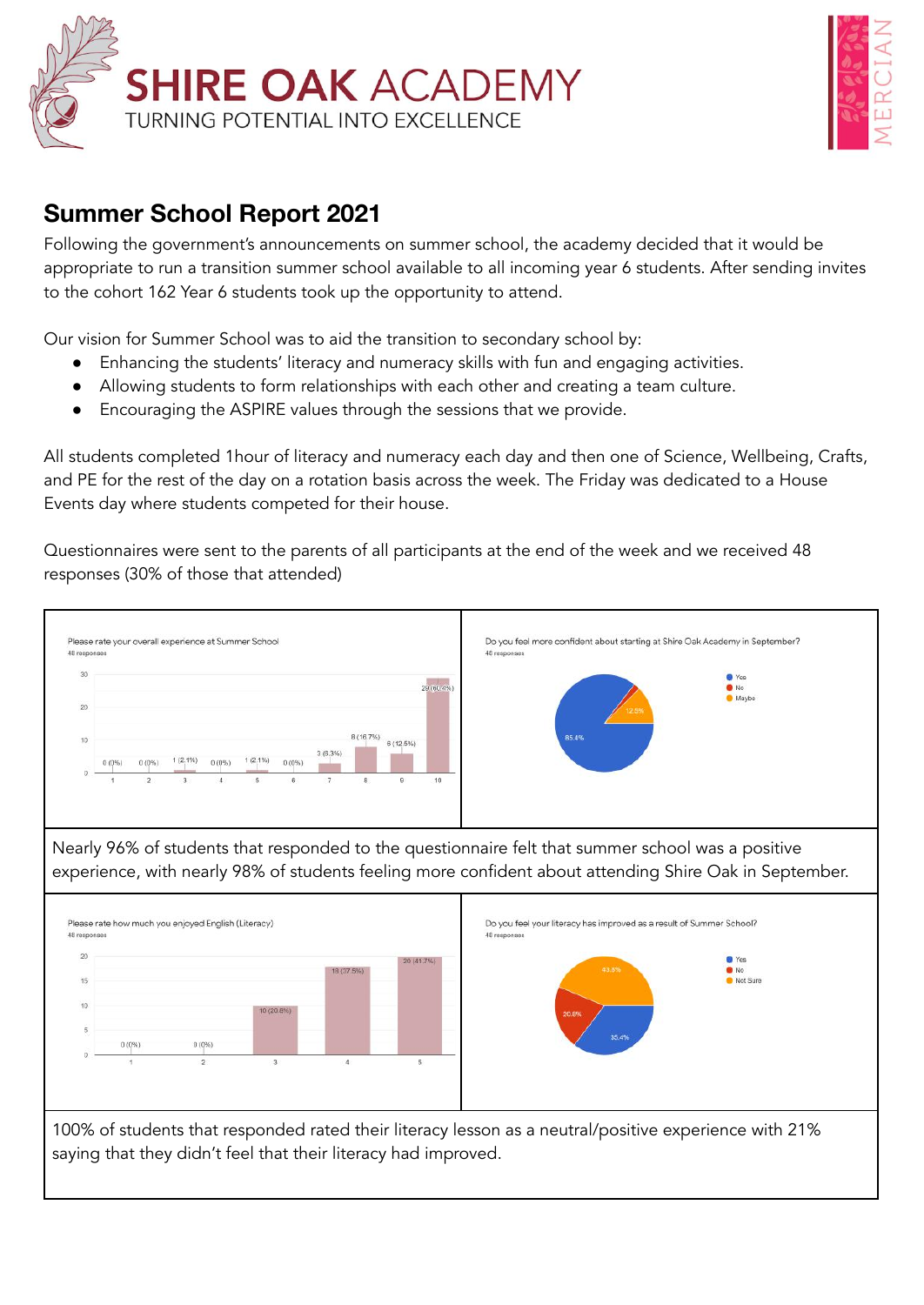# SHIRE OAK ACADEMY

TURNING POTENTIAL INTO EXCELLENCE

## Summer School Report 2021

Following the government's announcements on summer school, the academy decided that it would be appropriate to run a transition summer school available to all incoming year 6 students. After sending invites to the cohort 162 Year 6 students took up the opportunity to attend.

Our vision for Summer School was to aid the transition to secondary school by:

- Enhancing the students' literacy and numeracy skills with fun and engaging activities.
- Allowing students to form relationships with each other and creating a team culture.
- Encouraging the ASPIRE values through the sessions that we provide.

All students completed 1hour of literacy and numeracy each day and then one of Science, Wellbeing, Crafts, and PE for the rest of the day on a rotation basis across the week. The Friday was dedicated to a House Events day where students competed for their house.

Questionnaires were sent to the parents of all participants at the end of the week and we received 48 responses (30% of those that attended)

Please rate your overall experience at Summer School
48 responses

| Rating | 1 | 2 | 3 | 4 | 5 | 6 | 7 | 8 | 9 | 10 |
|---|---|---|---|---|---|---|---|---|---|---|
| Responses | 0 (0%) | 0 (0%) | 1 (2.1%) | 0 (0%) | 1 (2.1%) | 0 (0%) | 3 (6.3%) | 8 (16.7%) | 6 (12.5%) | 29 (60.4%) |

Do you feel more confident about starting at Shire Oak Academy in September?
48 responses

- Yes: 85.4%
- No
- Maybe: 12.5%

Nearly 96% of students that responded to the questionnaire felt that summer school was a positive experience, with nearly 98% of students feeling more confident about attending Shire Oak in September.

Please rate how much you enjoyed English (Literacy)
48 responses

| Rating | 1 | 2 | 3 | 4 | 5 |
|---|---|---|---|---|---|
| Responses | 0 (0%) | 0 (0%) | 10 (20.8%) | 18 (37.5%) | 20 (41.7%) |

Do you feel your literacy has improved as a result of Summer School?
48 responses

- Yes: 35.4%
- No: 20.8%
- Not Sure: 43.8%

100% of students that responded rated their literacy lesson as a neutral/positive experience with 21% saying that they didn't feel that their literacy had improved.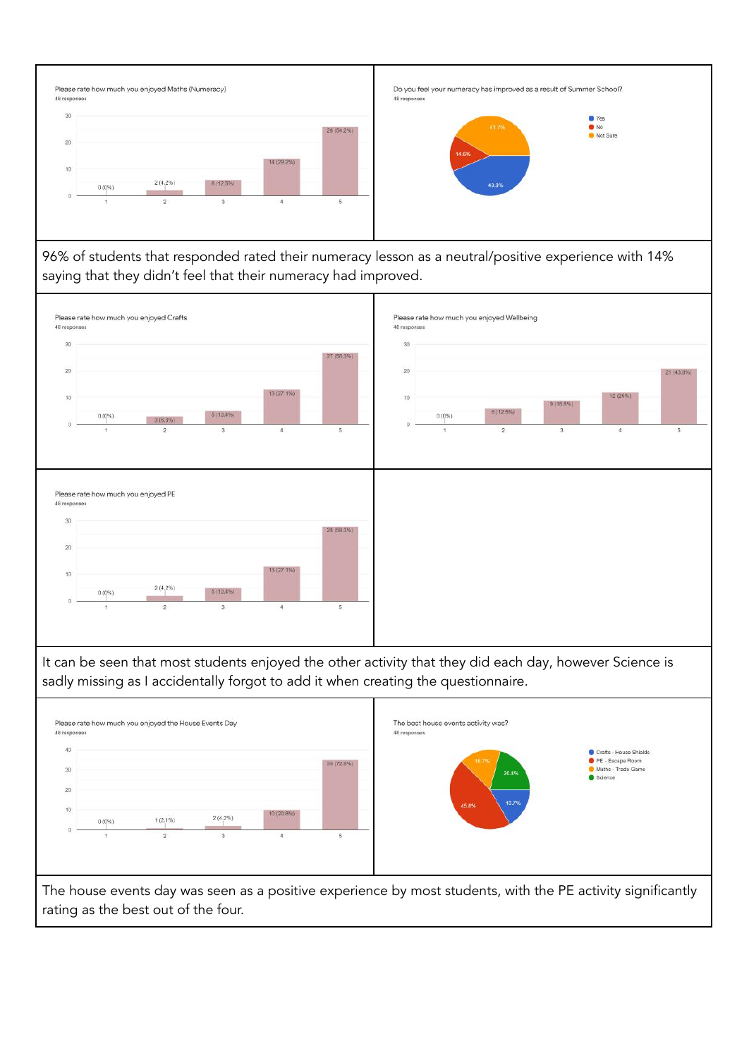Please rate how much you enjoyed Maths (Numeracy)
48 responses

| Rating | Responses |
| --- | --- |
| 1 | 0 (0%) |
| 2 | 2 (4.2%) |
| 3 | 6 (12.5%) |
| 4 | 14 (29.2%) |
| 5 | 26 (54.2%) |

Do you feel your numeracy has improved as a result of Summer School?
48 responses

| Answer | Percentage |
| --- | --- |
| Yes | 43.8% |
| No | 14.6% |
| Not Sure | 41.7% |

96% of students that responded rated their numeracy lesson as a neutral/positive experience with 14% saying that they didn't feel that their numeracy had improved.

Please rate how much you enjoyed Crafts
48 responses

| Rating | Responses |
| --- | --- |
| 1 | 0 (0%) |
| 2 | 3 (6.3%) |
| 3 | 5 (10.4%) |
| 4 | 13 (27.1%) |
| 5 | 27 (56.3%) |

Please rate how much you enjoyed Wellbeing
48 responses

| Rating | Responses |
| --- | --- |
| 1 | 0 (0%) |
| 2 | 6 (12.5%) |
| 3 | 9 (18.8%) |
| 4 | 12 (25%) |
| 5 | 21 (43.8%) |

Please rate how much you enjoyed PE
48 responses

| Rating | Responses |
| --- | --- |
| 1 | 0 (0%) |
| 2 | 2 (4.2%) |
| 3 | 5 (10.4%) |
| 4 | 13 (27.1%) |
| 5 | 28 (58.3%) |

It can be seen that most students enjoyed the other activity that they did each day, however Science is sadly missing as I accidentally forgot to add it when creating the questionnaire.

Please rate how much you enjoyed the House Events Day
48 responses

| Rating | Responses |
| --- | --- |
| 1 | 0 (0%) |
| 2 | 1 (2.1%) |
| 3 | 2 (4.2%) |
| 4 | 10 (20.8%) |
| 5 | 35 (72.9%) |

The best house events activity was?
48 responses

| Activity | Percentage |
| --- | --- |
| Crafts - House Shields | 16.7% |
| PE - Escape Room | 45.8% |
| Maths - Trade Game | 16.7% |
| Science | 20.8% |

The house events day was seen as a positive experience by most students, with the PE activity significantly rating as the best out of the four.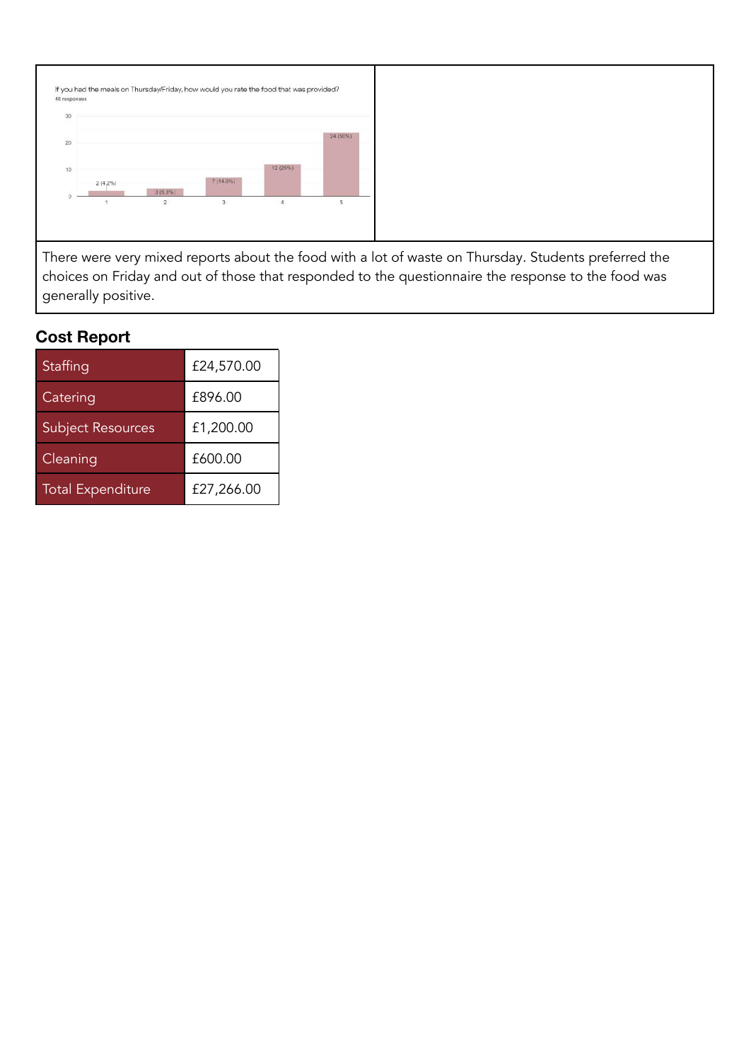If you had the meals on Thursday/Friday, how would you rate the food that was provided?
48 responses

30
20
10
0

1 2 3 4 5

2 (4.2%)
3 (6.3%)
7 (14.6%)
12 (25%)
24 (50%)

There were very mixed reports about the food with a lot of waste on Thursday. Students preferred the choices on Friday and out of those that responded to the questionnaire the response to the food was generally positive.

## Cost Report

| | |
|---|---|
| Staffing | £24,570.00 |
| Catering | £896.00 |
| Subject Resources | £1,200.00 |
| Cleaning | £600.00 |
| Total Expenditure | £27,266.00 |